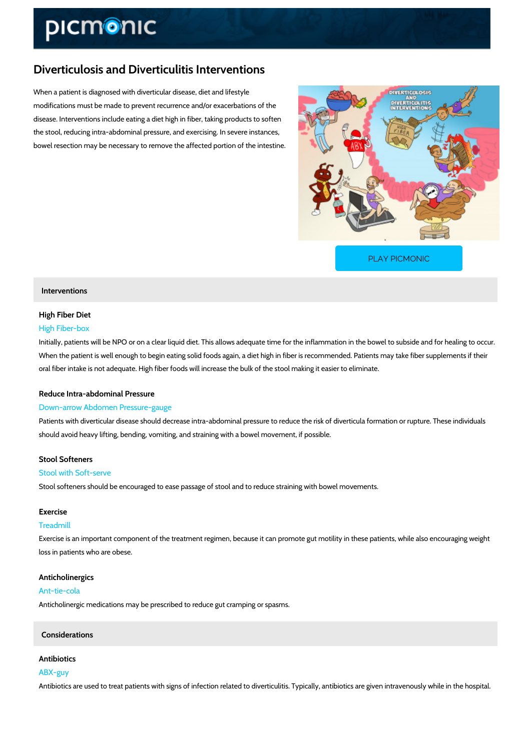# Diverticulosis and Diverticulitis Interventions

When a patient is diagnosed with diverticular disease, diet and lifestyle modifications must be made to prevent recurrence and/or exacerbations of the disease. Interventions include eating a diet high in fiber, taking products to soften the stool, reducing intra-abdominal pressure, and exercising. In severe instances, bowel resection may be necessary to remove the affected portion of the intestine.

PLAY PICMONIC

## Interventions

### High Fiber Diet

High Fiber-box

Initially, patients will be NPO or on a clear liquid diet. This allows adequate time for the inflammation in the bowel to subside and for healing to occur. When the patient is well enough to begin eating solid foods again, a diet high in fiber is recommended. Patients may take fiber supplements if their oral fiber intake is not adequate. High fiber foods will increase the bulk of the stool making it easier to eliminate.

### Reduce Intra-abdominal Pressure

Down-arrow Abdomen Pressure-gauge

Patients with diverticular disease should decrease intra-abdominal pressure to reduce the risk of diverticula formation or rupture. These individuals should avoid heavy lifting, bending, vomiting, and straining with a bowel movement, if possible.

### Stool Softeners

Stool with Soft-serve

Stool softeners should be encouraged to ease passage of stool and to reduce straining with bowel movements.

### Exercise

Treadmill

Exercise is an important component of the treatment regimen, because it can promote gut motility in these patients, while also encouraging weight loss in patients who are obese.

### Anticholinergics

Ant-tie-cola

Anticholinergic medications may be prescribed to reduce gut cramping or spasms.

## Considerations

### Antibiotics

ABX-guy

Antibiotics are used to treat patients with signs of infection related to diverticulitis. Typically, antibiotics are given intravenously while in the hospital.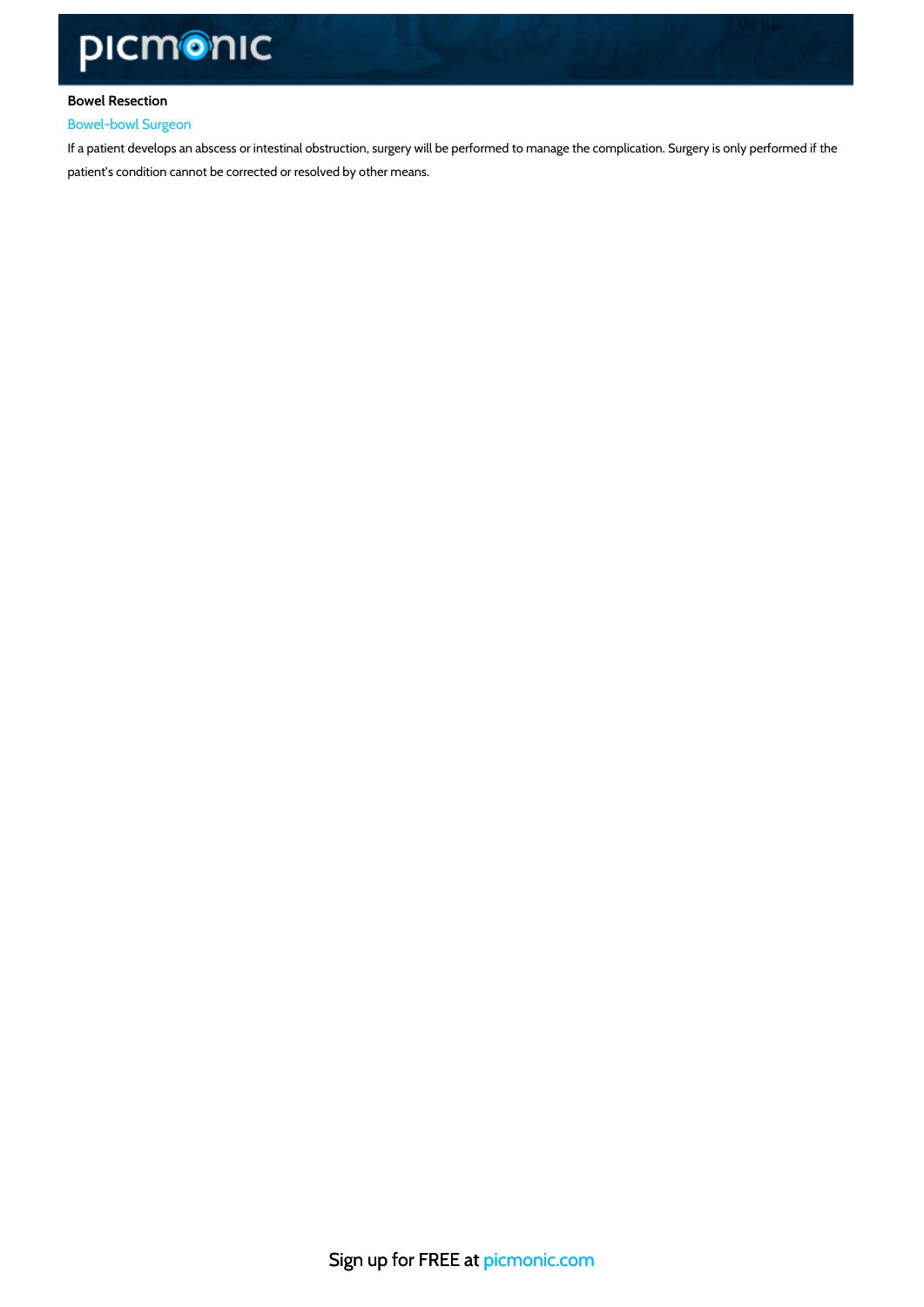**Bowel Resection**

Bowel-bowl Surgeon

If a patient develops an abscess or intestinal obstruction, surgery will be performed to manage the complication. Surgery is only performed if the patient's condition cannot be corrected or resolved by other means.